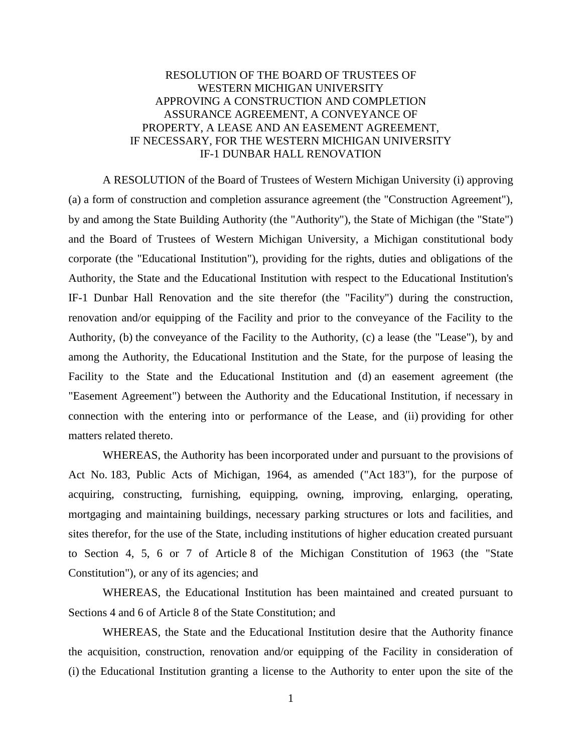# RESOLUTION OF THE BOARD OF TRUSTEES OF WESTERN MICHIGAN UNIVERSITY APPROVING A CONSTRUCTION AND COMPLETION ASSURANCE AGREEMENT, A CONVEYANCE OF PROPERTY, A LEASE AND AN EASEMENT AGREEMENT, IF NECESSARY, FOR THE WESTERN MICHIGAN UNIVERSITY IF-1 DUNBAR HALL RENOVATION

A RESOLUTION of the Board of Trustees of Western Michigan University (i) approving (a) a form of construction and completion assurance agreement (the "Construction Agreement"), by and among the State Building Authority (the "Authority"), the State of Michigan (the "State") and the Board of Trustees of Western Michigan University, a Michigan constitutional body corporate (the "Educational Institution"), providing for the rights, duties and obligations of the Authority, the State and the Educational Institution with respect to the Educational Institution's IF-1 Dunbar Hall Renovation and the site therefor (the "Facility") during the construction, renovation and/or equipping of the Facility and prior to the conveyance of the Facility to the Authority, (b) the conveyance of the Facility to the Authority, (c) a lease (the "Lease"), by and among the Authority, the Educational Institution and the State, for the purpose of leasing the Facility to the State and the Educational Institution and (d) an easement agreement (the "Easement Agreement") between the Authority and the Educational Institution, if necessary in connection with the entering into or performance of the Lease, and (ii) providing for other matters related thereto.

WHEREAS, the Authority has been incorporated under and pursuant to the provisions of Act No. 183, Public Acts of Michigan, 1964, as amended ("Act 183"), for the purpose of acquiring, constructing, furnishing, equipping, owning, improving, enlarging, operating, mortgaging and maintaining buildings, necessary parking structures or lots and facilities, and sites therefor, for the use of the State, including institutions of higher education created pursuant to Section 4, 5, 6 or 7 of Article 8 of the Michigan Constitution of 1963 (the "State Constitution"), or any of its agencies; and

WHEREAS, the Educational Institution has been maintained and created pursuant to Sections 4 and 6 of Article 8 of the State Constitution; and

WHEREAS, the State and the Educational Institution desire that the Authority finance the acquisition, construction, renovation and/or equipping of the Facility in consideration of (i) the Educational Institution granting a license to the Authority to enter upon the site of the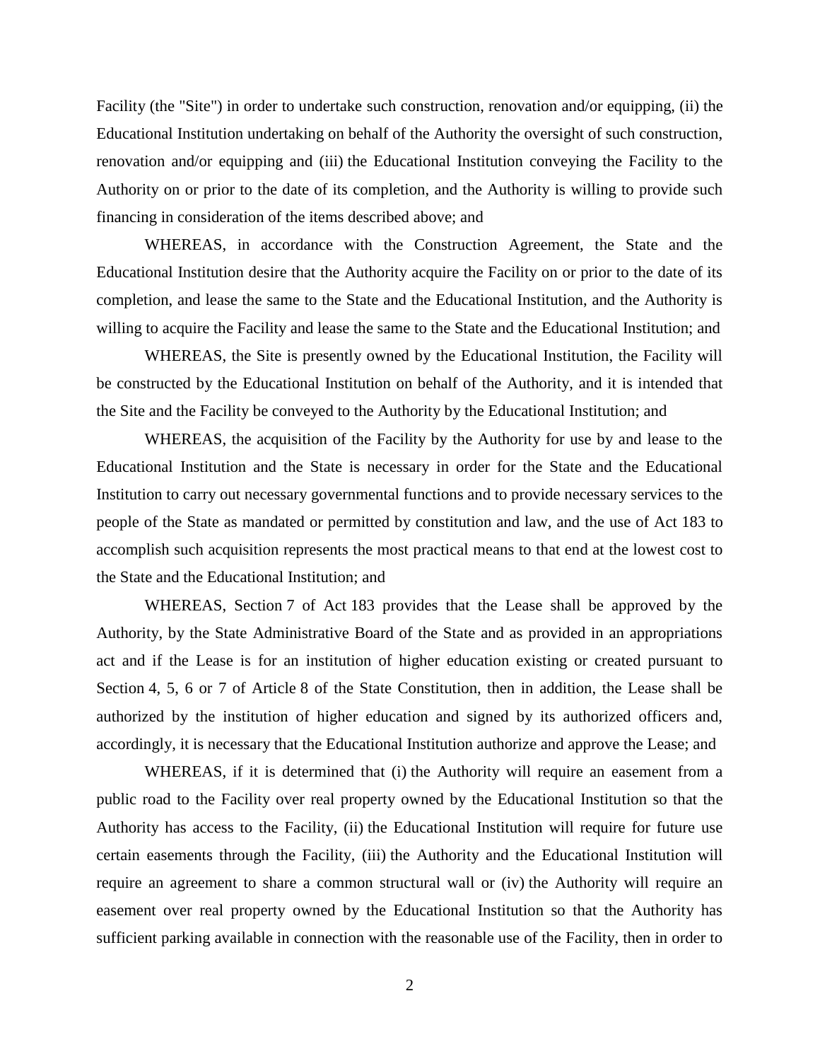Facility (the "Site") in order to undertake such construction, renovation and/or equipping, (ii) the Educational Institution undertaking on behalf of the Authority the oversight of such construction, renovation and/or equipping and (iii) the Educational Institution conveying the Facility to the Authority on or prior to the date of its completion, and the Authority is willing to provide such financing in consideration of the items described above; and

WHEREAS, in accordance with the Construction Agreement, the State and the Educational Institution desire that the Authority acquire the Facility on or prior to the date of its completion, and lease the same to the State and the Educational Institution, and the Authority is willing to acquire the Facility and lease the same to the State and the Educational Institution; and

WHEREAS, the Site is presently owned by the Educational Institution, the Facility will be constructed by the Educational Institution on behalf of the Authority, and it is intended that the Site and the Facility be conveyed to the Authority by the Educational Institution; and

WHEREAS, the acquisition of the Facility by the Authority for use by and lease to the Educational Institution and the State is necessary in order for the State and the Educational Institution to carry out necessary governmental functions and to provide necessary services to the people of the State as mandated or permitted by constitution and law, and the use of Act 183 to accomplish such acquisition represents the most practical means to that end at the lowest cost to the State and the Educational Institution; and

WHEREAS, Section 7 of Act 183 provides that the Lease shall be approved by the Authority, by the State Administrative Board of the State and as provided in an appropriations act and if the Lease is for an institution of higher education existing or created pursuant to Section 4, 5, 6 or 7 of Article 8 of the State Constitution, then in addition, the Lease shall be authorized by the institution of higher education and signed by its authorized officers and, accordingly, it is necessary that the Educational Institution authorize and approve the Lease; and

WHEREAS, if it is determined that (i) the Authority will require an easement from a public road to the Facility over real property owned by the Educational Institution so that the Authority has access to the Facility, (ii) the Educational Institution will require for future use certain easements through the Facility, (iii) the Authority and the Educational Institution will require an agreement to share a common structural wall or (iv) the Authority will require an easement over real property owned by the Educational Institution so that the Authority has sufficient parking available in connection with the reasonable use of the Facility, then in order to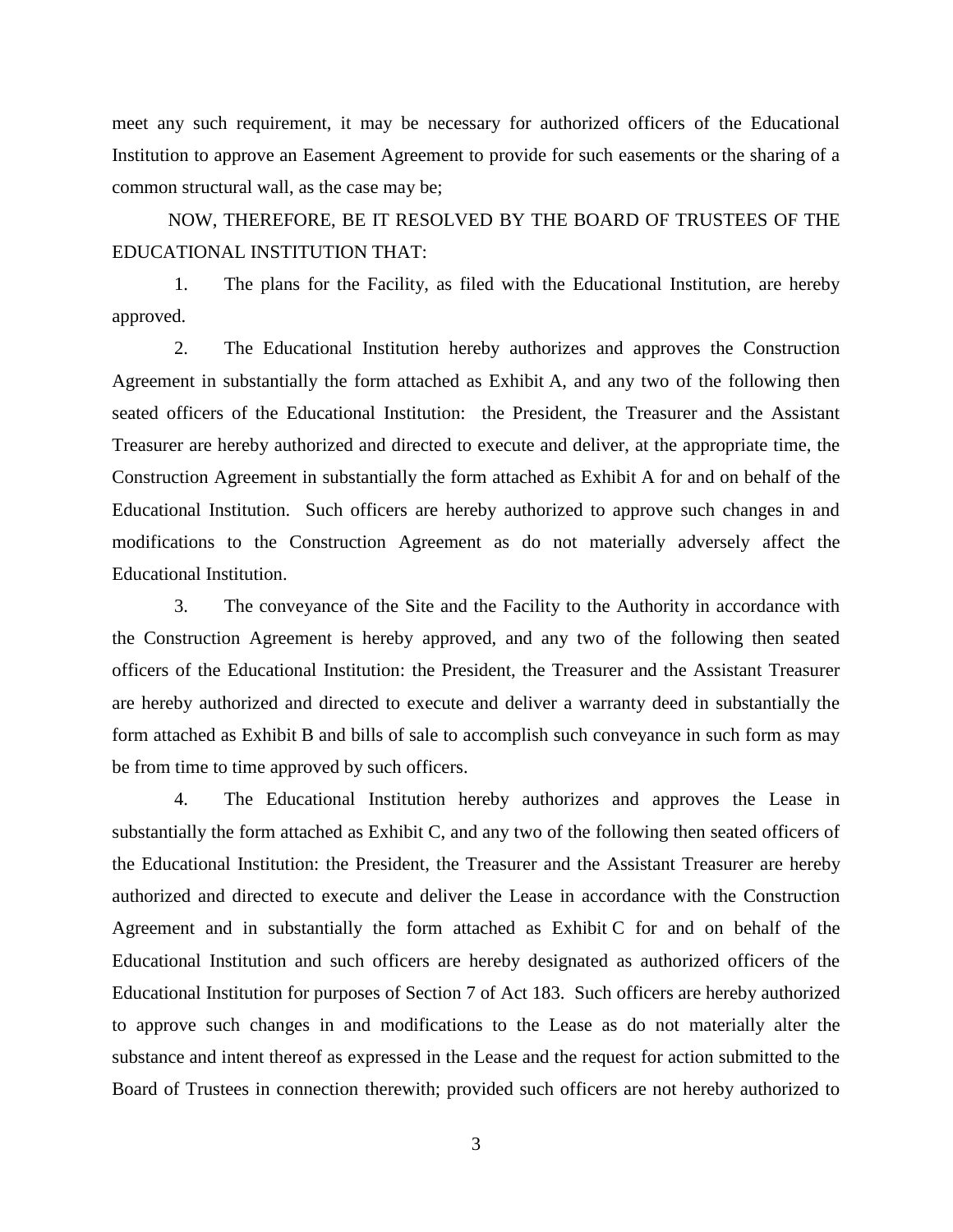meet any such requirement, it may be necessary for authorized officers of the Educational Institution to approve an Easement Agreement to provide for such easements or the sharing of a common structural wall, as the case may be;

NOW, THEREFORE, BE IT RESOLVED BY THE BOARD OF TRUSTEES OF THE EDUCATIONAL INSTITUTION THAT:

1. The plans for the Facility, as filed with the Educational Institution, are hereby approved.

2. The Educational Institution hereby authorizes and approves the Construction Agreement in substantially the form attached as Exhibit A, and any two of the following then seated officers of the Educational Institution: the President, the Treasurer and the Assistant Treasurer are hereby authorized and directed to execute and deliver, at the appropriate time, the Construction Agreement in substantially the form attached as Exhibit A for and on behalf of the Educational Institution. Such officers are hereby authorized to approve such changes in and modifications to the Construction Agreement as do not materially adversely affect the Educational Institution.

3. The conveyance of the Site and the Facility to the Authority in accordance with the Construction Agreement is hereby approved, and any two of the following then seated officers of the Educational Institution: the President, the Treasurer and the Assistant Treasurer are hereby authorized and directed to execute and deliver a warranty deed in substantially the form attached as Exhibit B and bills of sale to accomplish such conveyance in such form as may be from time to time approved by such officers.

4. The Educational Institution hereby authorizes and approves the Lease in substantially the form attached as Exhibit C, and any two of the following then seated officers of the Educational Institution: the President, the Treasurer and the Assistant Treasurer are hereby authorized and directed to execute and deliver the Lease in accordance with the Construction Agreement and in substantially the form attached as Exhibit C for and on behalf of the Educational Institution and such officers are hereby designated as authorized officers of the Educational Institution for purposes of Section 7 of Act 183. Such officers are hereby authorized to approve such changes in and modifications to the Lease as do not materially alter the substance and intent thereof as expressed in the Lease and the request for action submitted to the Board of Trustees in connection therewith; provided such officers are not hereby authorized to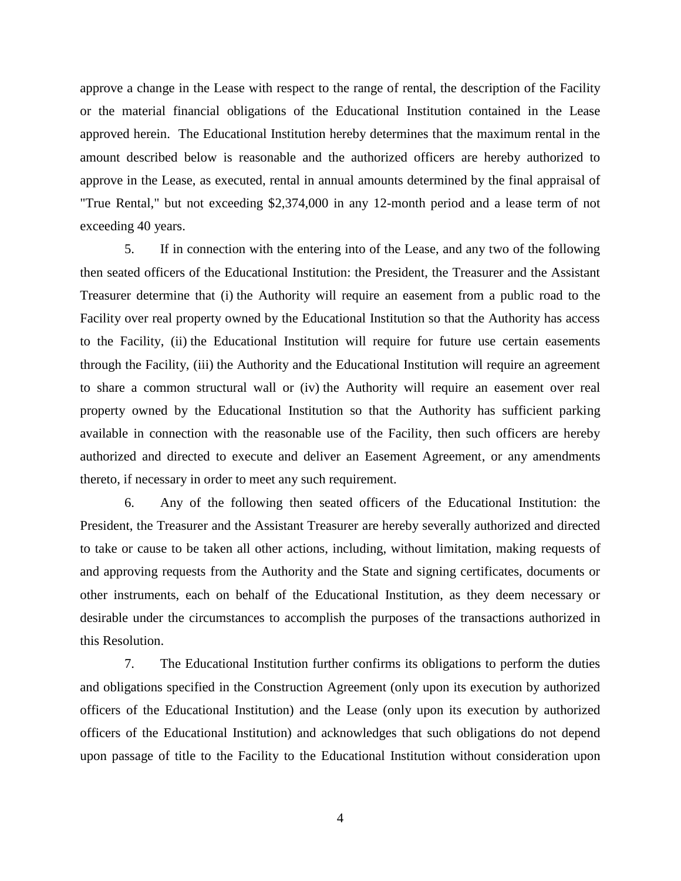approve a change in the Lease with respect to the range of rental, the description of the Facility or the material financial obligations of the Educational Institution contained in the Lease approved herein. The Educational Institution hereby determines that the maximum rental in the amount described below is reasonable and the authorized officers are hereby authorized to approve in the Lease, as executed, rental in annual amounts determined by the final appraisal of "True Rental," but not exceeding $2,374,000 in any 12-month period and a lease term of not exceeding 40 years.

5. If in connection with the entering into of the Lease, and any two of the following then seated officers of the Educational Institution: the President, the Treasurer and the Assistant Treasurer determine that (i) the Authority will require an easement from a public road to the Facility over real property owned by the Educational Institution so that the Authority has access to the Facility, (ii) the Educational Institution will require for future use certain easements through the Facility, (iii) the Authority and the Educational Institution will require an agreement to share a common structural wall or (iv) the Authority will require an easement over real property owned by the Educational Institution so that the Authority has sufficient parking available in connection with the reasonable use of the Facility, then such officers are hereby authorized and directed to execute and deliver an Easement Agreement, or any amendments thereto, if necessary in order to meet any such requirement.

6. Any of the following then seated officers of the Educational Institution: the President, the Treasurer and the Assistant Treasurer are hereby severally authorized and directed to take or cause to be taken all other actions, including, without limitation, making requests of and approving requests from the Authority and the State and signing certificates, documents or other instruments, each on behalf of the Educational Institution, as they deem necessary or desirable under the circumstances to accomplish the purposes of the transactions authorized in this Resolution.

7. The Educational Institution further confirms its obligations to perform the duties and obligations specified in the Construction Agreement (only upon its execution by authorized officers of the Educational Institution) and the Lease (only upon its execution by authorized officers of the Educational Institution) and acknowledges that such obligations do not depend upon passage of title to the Facility to the Educational Institution without consideration upon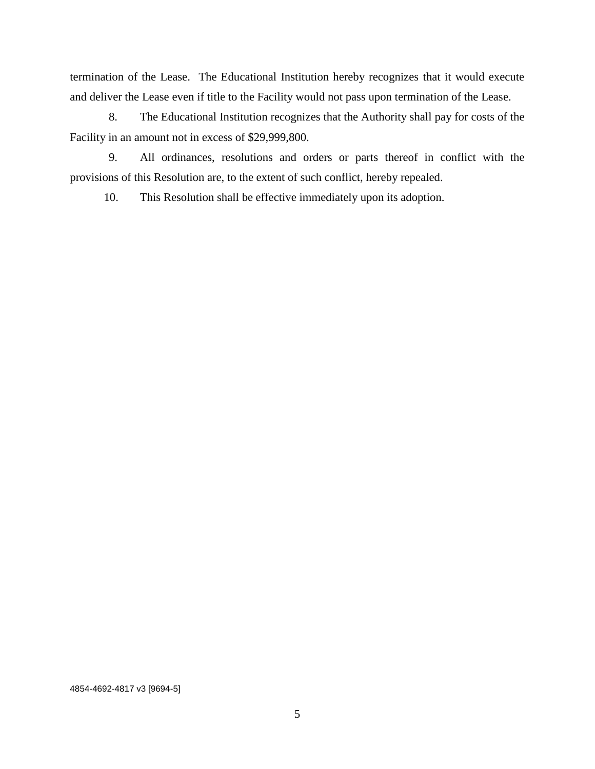termination of the Lease. The Educational Institution hereby recognizes that it would execute and deliver the Lease even if title to the Facility would not pass upon termination of the Lease.

8. The Educational Institution recognizes that the Authority shall pay for costs of the Facility in an amount not in excess of $29,999,800.

9. All ordinances, resolutions and orders or parts thereof in conflict with the provisions of this Resolution are, to the extent of such conflict, hereby repealed.

10. This Resolution shall be effective immediately upon its adoption.

4854-4692-4817 v3 [9694-5]